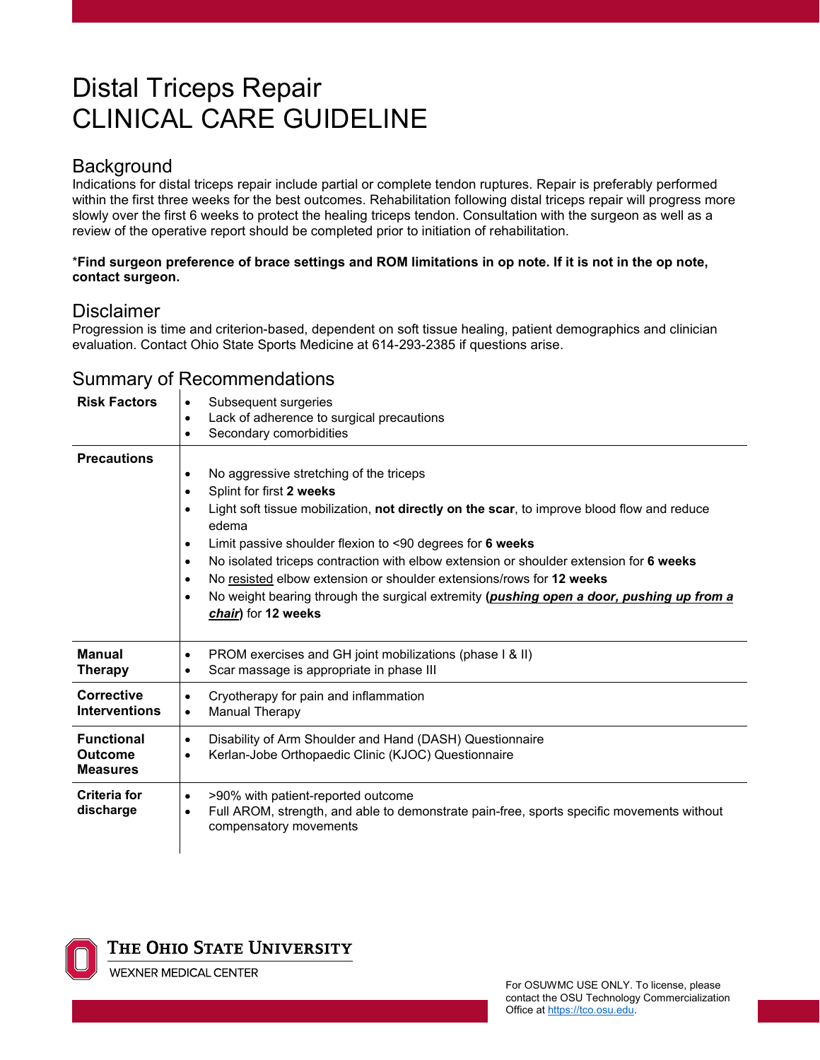# Distal Triceps Repair
# CLINICAL CARE GUIDELINE

## Background

Indications for distal triceps repair include partial or complete tendon ruptures. Repair is preferably performed within the first three weeks for the best outcomes. Rehabilitation following distal triceps repair will progress more slowly over the first 6 weeks to protect the healing triceps tendon. Consultation with the surgeon as well as a review of the operative report should be completed prior to initiation of rehabilitation.

***Find surgeon preference of brace settings and ROM limitations in op note. If it is not in the op note, contact surgeon.**

## Disclaimer

Progression is time and criterion-based, dependent on soft tissue healing, patient demographics and clinician evaluation. Contact Ohio State Sports Medicine at 614-293-2385 if questions arise.

## Summary of Recommendations

| | |
|---|---|
| **Risk Factors** | • Subsequent surgeries<br>• Lack of adherence to surgical precautions<br>• Secondary comorbidities |
| **Precautions** | • No aggressive stretching of the triceps<br>• Splint for first **2 weeks**<br>• Light soft tissue mobilization, **not directly on the scar**, to improve blood flow and reduce edema<br>• Limit passive shoulder flexion to <90 degrees for **6 weeks**<br>• No isolated triceps contraction with elbow extension or shoulder extension for **6 weeks**<br>• No resisted elbow extension or shoulder extensions/rows for **12 weeks**<br>• No weight bearing through the surgical extremity **(*pushing open a door, pushing up from a chair*)** for **12 weeks** |
| **Manual Therapy** | • PROM exercises and GH joint mobilizations (phase I & II)<br>• Scar massage is appropriate in phase III |
| **Corrective Interventions** | • Cryotherapy for pain and inflammation<br>• Manual Therapy |
| **Functional Outcome Measures** | • Disability of Arm Shoulder and Hand (DASH) Questionnaire<br>• Kerlan-Jobe Orthopaedic Clinic (KJOC) Questionnaire |
| **Criteria for discharge** | • >90% with patient-reported outcome<br>• Full AROM, strength, and able to demonstrate pain-free, sports specific movements without compensatory movements |

THE OHIO STATE UNIVERSITY
WEXNER MEDICAL CENTER

For OSUWMC USE ONLY. To license, please contact the OSU Technology Commercialization Office at https://tco.osu.edu.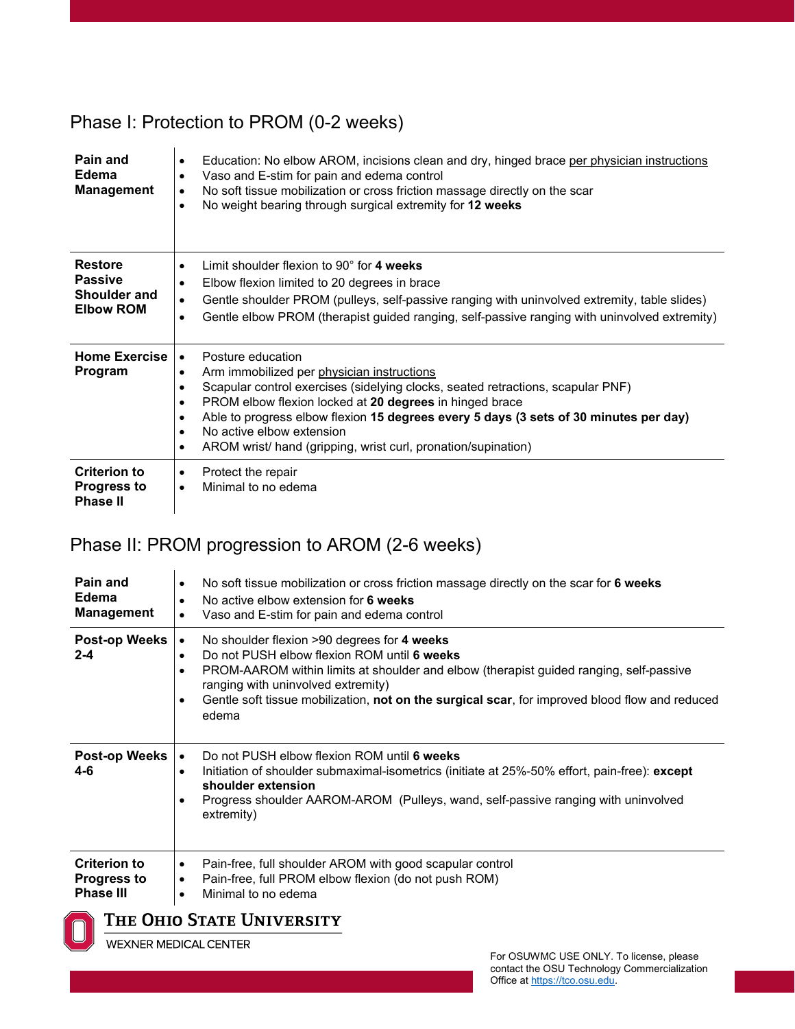## Phase I: Protection to PROM (0-2 weeks)

| | |
|---|---|
| **Pain and Edema Management** | • Education: No elbow AROM, incisions clean and dry, hinged brace per physician instructions<br>• Vaso and E-stim for pain and edema control<br>• No soft tissue mobilization or cross friction massage directly on the scar<br>• No weight bearing through surgical extremity for **12 weeks** |
| **Restore Passive Shoulder and Elbow ROM** | • Limit shoulder flexion to 90° for **4 weeks**<br>• Elbow flexion limited to 20 degrees in brace<br>• Gentle shoulder PROM (pulleys, self-passive ranging with uninvolved extremity, table slides)<br>• Gentle elbow PROM (therapist guided ranging, self-passive ranging with uninvolved extremity) |
| **Home Exercise Program** | • Posture education<br>• Arm immobilized per physician instructions<br>• Scapular control exercises (sidelying clocks, seated retractions, scapular PNF)<br>• PROM elbow flexion locked at **20 degrees** in hinged brace<br>• Able to progress elbow flexion **15 degrees every 5 days (3 sets of 30 minutes per day)**<br>• No active elbow extension<br>• AROM wrist/ hand (gripping, wrist curl, pronation/supination) |
| **Criterion to Progress to Phase II** | • Protect the repair<br>• Minimal to no edema |

## Phase II: PROM progression to AROM (2-6 weeks)

| | |
|---|---|
| **Pain and Edema Management** | • No soft tissue mobilization or cross friction massage directly on the scar for **6 weeks**<br>• No active elbow extension for **6 weeks**<br>• Vaso and E-stim for pain and edema control |
| **Post-op Weeks 2-4** | • No shoulder flexion >90 degrees for **4 weeks**<br>• Do not PUSH elbow flexion ROM until **6 weeks**<br>• PROM-AAROM within limits at shoulder and elbow (therapist guided ranging, self-passive ranging with uninvolved extremity)<br>• Gentle soft tissue mobilization, **not on the surgical scar**, for improved blood flow and reduced edema |
| **Post-op Weeks 4-6** | • Do not PUSH elbow flexion ROM until **6 weeks**<br>• Initiation of shoulder submaximal-isometrics (initiate at 25%-50% effort, pain-free): **except shoulder extension**<br>• Progress shoulder AAROM-AROM (Pulleys, wand, self-passive ranging with uninvolved extremity) |
| **Criterion to Progress to Phase III** | • Pain-free, full shoulder AROM with good scapular control<br>• Pain-free, full PROM elbow flexion (do not push ROM)<br>• Minimal to no edema |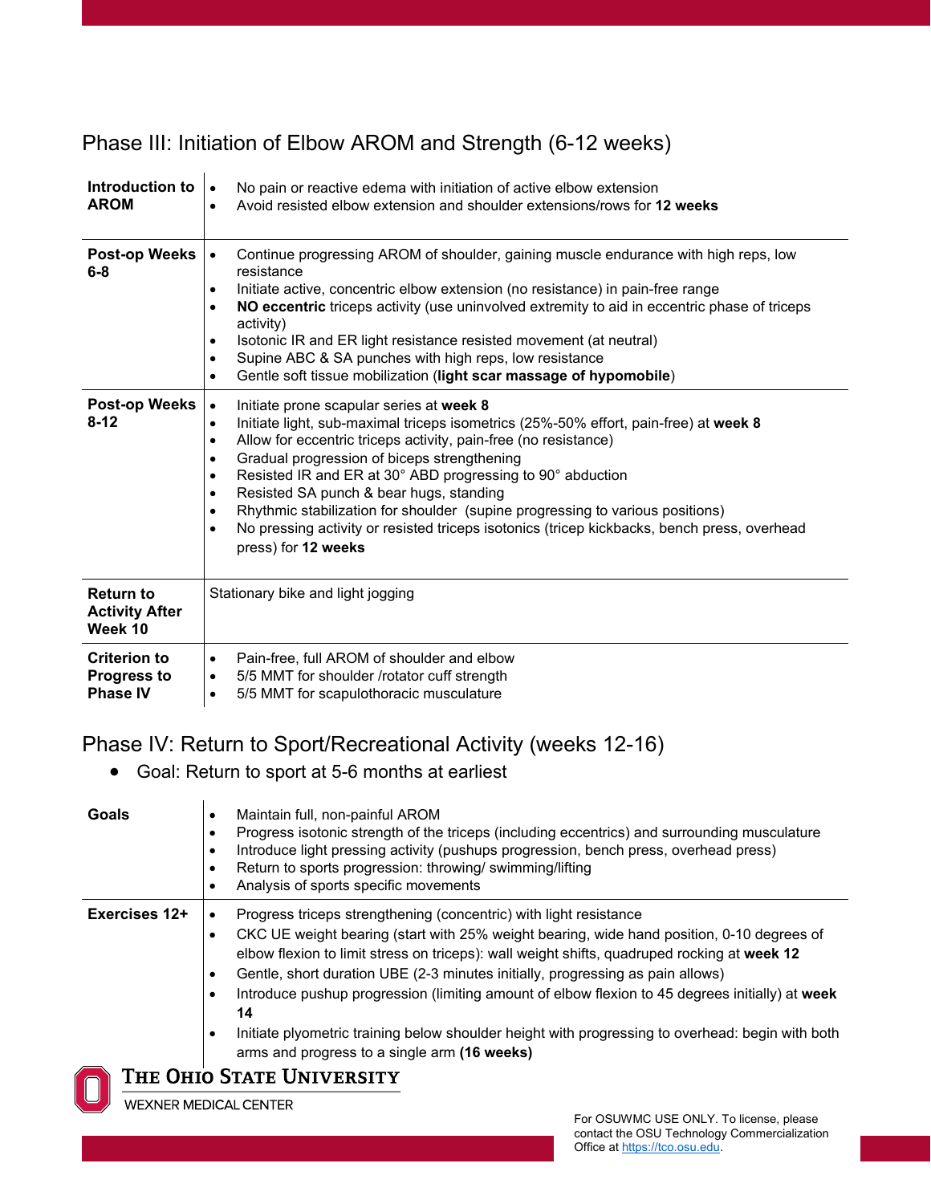## Phase III: Initiation of Elbow AROM and Strength (6-12 weeks)

| | |
|---|---|
| **Introduction to AROM** | • No pain or reactive edema with initiation of active elbow extension<br>• Avoid resisted elbow extension and shoulder extensions/rows for **12 weeks** |
| **Post-op Weeks 6-8** | • Continue progressing AROM of shoulder, gaining muscle endurance with high reps, low resistance<br>• Initiate active, concentric elbow extension (no resistance) in pain-free range<br>• **NO eccentric** triceps activity (use uninvolved extremity to aid in eccentric phase of triceps activity)<br>• Isotonic IR and ER light resistance resisted movement (at neutral)<br>• Supine ABC & SA punches with high reps, low resistance<br>• Gentle soft tissue mobilization (**light scar massage of hypomobile**) |
| **Post-op Weeks 8-12** | • Initiate prone scapular series at **week 8**<br>• Initiate light, sub-maximal triceps isometrics (25%-50% effort, pain-free) at **week 8**<br>• Allow for eccentric triceps activity, pain-free (no resistance)<br>• Gradual progression of biceps strengthening<br>• Resisted IR and ER at 30° ABD progressing to 90° abduction<br>• Resisted SA punch & bear hugs, standing<br>• Rhythmic stabilization for shoulder (supine progressing to various positions)<br>• No pressing activity or resisted triceps isotonics (tricep kickbacks, bench press, overhead press) for **12 weeks** |
| **Return to Activity After Week 10** | Stationary bike and light jogging |
| **Criterion to Progress to Phase IV** | • Pain-free, full AROM of shoulder and elbow<br>• 5/5 MMT for shoulder /rotator cuff strength<br>• 5/5 MMT for scapulothoracic musculature |

## Phase IV: Return to Sport/Recreational Activity (weeks 12-16)

- Goal: Return to sport at 5-6 months at earliest

| | |
|---|---|
| **Goals** | • Maintain full, non-painful AROM<br>• Progress isotonic strength of the triceps (including eccentrics) and surrounding musculature<br>• Introduce light pressing activity (pushups progression, bench press, overhead press)<br>• Return to sports progression: throwing/ swimming/lifting<br>• Analysis of sports specific movements |
| **Exercises 12+** | • Progress triceps strengthening (concentric) with light resistance<br>• CKC UE weight bearing (start with 25% weight bearing, wide hand position, 0-10 degrees of elbow flexion to limit stress on triceps): wall weight shifts, quadruped rocking at **week 12**<br>• Gentle, short duration UBE (2-3 minutes initially, progressing as pain allows)<br>• Introduce pushup progression (limiting amount of elbow flexion to 45 degrees initially) at **week 14**<br>• Initiate plyometric training below shoulder height with progressing to overhead: begin with both arms and progress to a single arm **(16 weeks)** |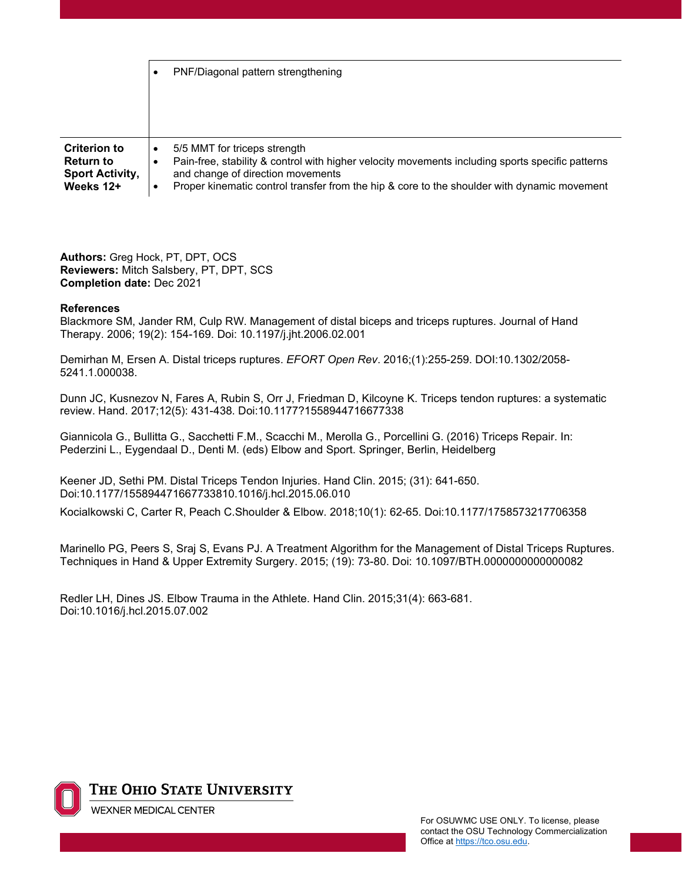| | |
|---|---|
| | • PNF/Diagonal pattern strengthening |
| **Criterion to Return to Sport Activity, Weeks 12+** | • 5/5 MMT for triceps strength<br>• Pain-free, stability & control with higher velocity movements including sports specific patterns and change of direction movements<br>• Proper kinematic control transfer from the hip & core to the shoulder with dynamic movement |

**Authors:** Greg Hock, PT, DPT, OCS
**Reviewers:** Mitch Salsbery, PT, DPT, SCS
**Completion date:** Dec 2021

**References**

Blackmore SM, Jander RM, Culp RW. Management of distal biceps and triceps ruptures. Journal of Hand Therapy. 2006; 19(2): 154-169. Doi: 10.1197/j.jht.2006.02.001

Demirhan M, Ersen A. Distal triceps ruptures. *EFORT Open Rev*. 2016;(1):255-259. DOI:10.1302/2058-5241.1.000038.

Dunn JC, Kusnezov N, Fares A, Rubin S, Orr J, Friedman D, Kilcoyne K. Triceps tendon ruptures: a systematic review. Hand. 2017;12(5): 431-438. Doi:10.1177?1558944716677338

Giannicola G., Bullitta G., Sacchetti F.M., Scacchi M., Merolla G., Porcellini G. (2016) Triceps Repair. In: Pederzini L., Eygendaal D., Denti M. (eds) Elbow and Sport. Springer, Berlin, Heidelberg

Keener JD, Sethi PM. Distal Triceps Tendon Injuries. Hand Clin. 2015; (31): 641-650. Doi:10.1177/155894471667733810.1016/j.hcl.2015.06.010

Kocialkowski C, Carter R, Peach C.Shoulder & Elbow. 2018;10(1): 62-65. Doi:10.1177/1758573217706358

Marinello PG, Peers S, Sraj S, Evans PJ. A Treatment Algorithm for the Management of Distal Triceps Ruptures. Techniques in Hand & Upper Extremity Surgery. 2015; (19): 73-80. Doi: 10.1097/BTH.0000000000000082

Redler LH, Dines JS. Elbow Trauma in the Athlete. Hand Clin. 2015;31(4): 663-681. Doi:10.1016/j.hcl.2015.07.002

For OSUWMC USE ONLY. To license, please contact the OSU Technology Commercialization Office at https://tco.osu.edu.